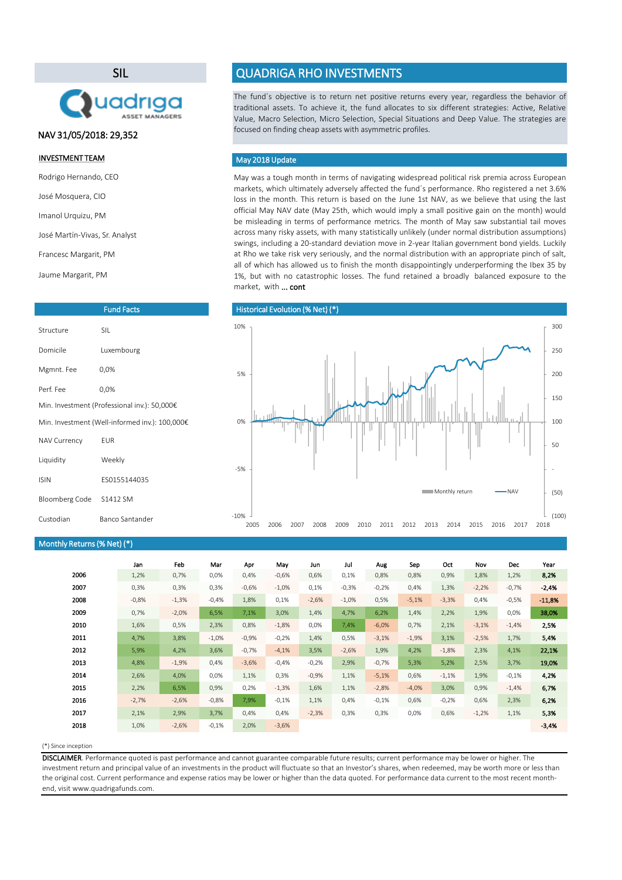# SIL

NAV 31/05/2018: 29,352

**INVESTMENT TEAM**

Rodrigo Hernando, CEO

José Mosquera, CIO

Imanol Urquizu, PM

José Martín-Vivas, Sr. Analyst

Francesc Margarit, PM

Jaume Margarit, PM

## QUADRIGA RHO INVESTMENTS

The fund´s objective is to return net positive returns every year, regardless the behavior of traditional assets. To achieve it, the fund allocates to six different strategies: Active, Relative Value, Macro Selection, Micro Selection, Special Situations and Deep Value. The strategies are focused on finding cheap assets with asymmetric profiles.

### May 2018 Update

May was a tough month in terms of navigating widespread political risk premia across European markets, which ultimately adversely affected the fund´s performance. Rho registered a net 3.6% loss in the month. This return is based on the June 1st NAV, as we believe that using the last official May NAV date (May 25th, which would imply a small positive gain on the month) would be misleading in terms of performance metrics. The month of May saw substantial tail moves across many risky assets, with many statistically unlikely (under normal distribution assumptions) swings, including a 20-standard deviation move in 2-year Italian government bond yields. Luckily at Rho we take risk very seriously, and the normal distribution with an appropriate pinch of salt, all of which has allowed us to finish the month disappointingly underperforming the Ibex 35 by 1%, but with no catastrophic losses. The fund retained a broadly balanced exposure to the market, with **... cont**

### Fund Facts

| | |
|---|---|
| Structure | SIL |
| Domicile | Luxembourg |
| Mgmt. Fee | 0,0% |
| Perf. Fee | 0,0% |
| Min. Investment (Professional inv.): 50,000€ | |
| Min. Investment (Well-informed inv.): 100,000€ | |
| NAV Currency | EUR |
| Liquidity | Weekly |
| ISIN | ES0155144035 |
| Bloomberg Code | S1412 SM |
| Custodian | Banco Santander |

### Historical Evolution (% Net) (*)

### Monthly Returns (% Net) (*)

| | Jan | Feb | Mar | Apr | May | Jun | Jul | Aug | Sep | Oct | Nov | Dec | Year |
|---|---|---|---|---|---|---|---|---|---|---|---|---|---|
| **2006** | 1,2% | 0,7% | 0,0% | 0,4% | -0,6% | 0,6% | 0,1% | 0,8% | 0,8% | 0,9% | 1,8% | 1,2% | **8,2%** |
| **2007** | 0,3% | 0,3% | 0,3% | -0,6% | -1,0% | 0,1% | -0,3% | -0,2% | 0,4% | 1,3% | -2,2% | -0,7% | **-2,4%** |
| **2008** | -0,8% | -1,3% | -0,4% | 1,8% | 0,1% | -2,6% | -1,0% | 0,5% | -5,1% | -3,3% | 0,4% | -0,5% | **-11,8%** |
| **2009** | 0,7% | -2,0% | 6,5% | 7,1% | 3,0% | 1,4% | 4,7% | 6,2% | 1,4% | 2,2% | 1,9% | 0,0% | **38,0%** |
| **2010** | 1,6% | 0,5% | 2,3% | 0,8% | -1,8% | 0,0% | 7,4% | -6,0% | 0,7% | 2,1% | -3,1% | -1,4% | **2,5%** |
| **2011** | 4,7% | 3,8% | -1,0% | -0,9% | -0,2% | 1,4% | 0,5% | -3,1% | -1,9% | 3,1% | -2,5% | 1,7% | **5,4%** |
| **2012** | 5,9% | 4,2% | 3,6% | -0,7% | -4,1% | 3,5% | -2,6% | 1,9% | 4,2% | -1,8% | 2,3% | 4,1% | **22,1%** |
| **2013** | 4,8% | -1,9% | 0,4% | -3,6% | -0,4% | -0,2% | 2,9% | -0,7% | 5,3% | 5,2% | 2,5% | 3,7% | **19,0%** |
| **2014** | 2,6% | 4,0% | 0,0% | 1,1% | 0,3% | -0,9% | 1,1% | -5,1% | 0,6% | -1,1% | 1,9% | -0,1% | **4,2%** |
| **2015** | 2,2% | 6,5% | 0,9% | 0,2% | -1,3% | 1,6% | 1,1% | -2,8% | -4,0% | 3,0% | 0,9% | -1,4% | **6,7%** |
| **2016** | -2,7% | -2,6% | -0,8% | 7,9% | -0,1% | 1,1% | 0,4% | -0,1% | 0,6% | -0,2% | 0,6% | 2,3% | **6,2%** |
| **2017** | 2,1% | 2,9% | 3,7% | 0,4% | 0,4% | -2,3% | 0,3% | 0,3% | 0,0% | 0,6% | -1,2% | 1,1% | **5,3%** |
| **2018** | 1,0% | -2,6% | -0,1% | 2,0% | -3,6% | | | | | | | | **-3,4%** |

(*) Since inception

**DISCLAIMER**. Performance quoted is past performance and cannot guarantee comparable future results; current performance may be lower or higher. The investment return and principal value of an investments in the product will fluctuate so that an Investor's shares, when redeemed, may be worth more or less than the original cost. Current performance and expense ratios may be lower or higher than the data quoted. For performance data current to the most recent month-end, visit www.quadrigafunds.com.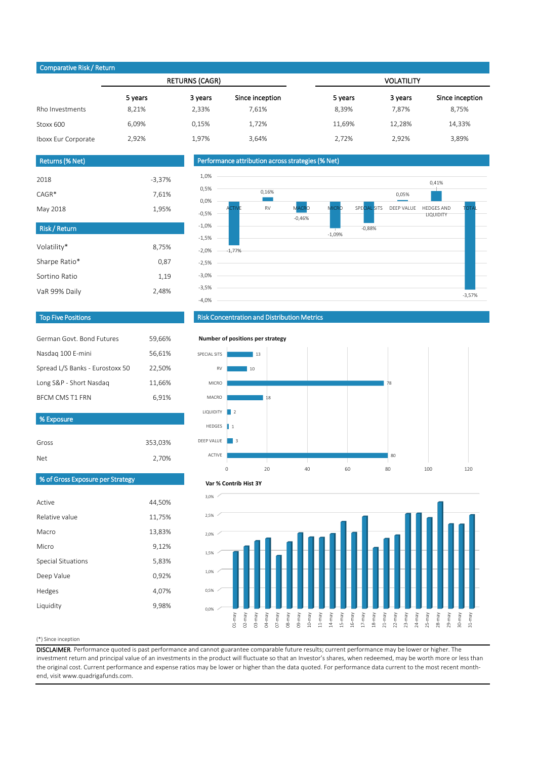## Comparative Risk / Return

| | RETURNS (CAGR) | | | VOLATILITY | | |
|---|---|---|---|---|---|---|
| | 5 years | 3 years | Since inception | 5 years | 3 years | Since inception |
| Rho Investments | 8,21% | 2,33% | 7,61% | 8,39% | 7,87% | 8,75% |
| Stoxx 600 | 6,09% | 0,15% | 1,72% | 11,69% | 12,28% | 14,33% |
| Iboxx Eur Corporate | 2,92% | 1,97% | 3,64% | 2,72% | 2,92% | 3,89% |

## Returns (% Net)

| | |
|---|---|
| 2018 | -3,37% |
| CAGR* | 7,61% |
| May 2018 | 1,95% |

## Risk / Return

| | |
|---|---|
| Volatility* | 8,75% |
| Sharpe Ratio* | 0,87 |
| Sortino Ratio | 1,19 |
| VaR 99% Daily | 2,48% |

## Top Five Positions

| | |
|---|---|
| German Govt. Bond Futures | 59,66% |
| Nasdaq 100 E-mini | 56,61% |
| Spread L/S Banks - Eurostoxx 50 | 22,50% |
| Long S&P - Short Nasdaq | 11,66% |
| BFCM CMS T1 FRN | 6,91% |

## % Exposure

| | |
|---|---|
| Gross | 353,03% |
| Net | 2,70% |

## % of Gross Exposure per Strategy

| | |
|---|---|
| Active | 44,50% |
| Relative value | 11,75% |
| Macro | 13,83% |
| Micro | 9,12% |
| Special Situations | 5,83% |
| Deep Value | 0,92% |
| Hedges | 4,07% |
| Liquidity | 9,98% |

## Performance attribution across strategies (% Net)

| Strategy | % Net |
|---|---|
| ACTIVE | -1,77% |
| RV | 0,16% |
| MACRO | -0,46% |
| MICRO | -1,09% |
| SPECIAL SITS | -0,88% |
| DEEP VALUE | 0,05% |
| HEDGES AND LIQUIDITY | 0,41% |
| TOTAL | -3,57% |

## Risk Concentration and Distribution Metrics

**Number of positions per strategy**

| Strategy | Positions |
|---|---|
| SPECIAL SITS | 13 |
| RV | 10 |
| MICRO | 78 |
| MACRO | 18 |
| LIQUIDITY | 2 |
| HEDGES | 1 |
| DEEP VALUE | 3 |
| ACTIVE | 80 |

**Var % Contrib Hist 3Y**

(*) Since inception

**DISCLAIMER**. Performance quoted is past performance and cannot guarantee comparable future results; current performance may be lower or higher. The investment return and principal value of an investments in the product will fluctuate so that an Investor's shares, when redeemed, may be worth more or less than the original cost. Current performance and expense ratios may be lower or higher than the data quoted. For performance data current to the most recent month-end, visit www.quadrigafunds.com.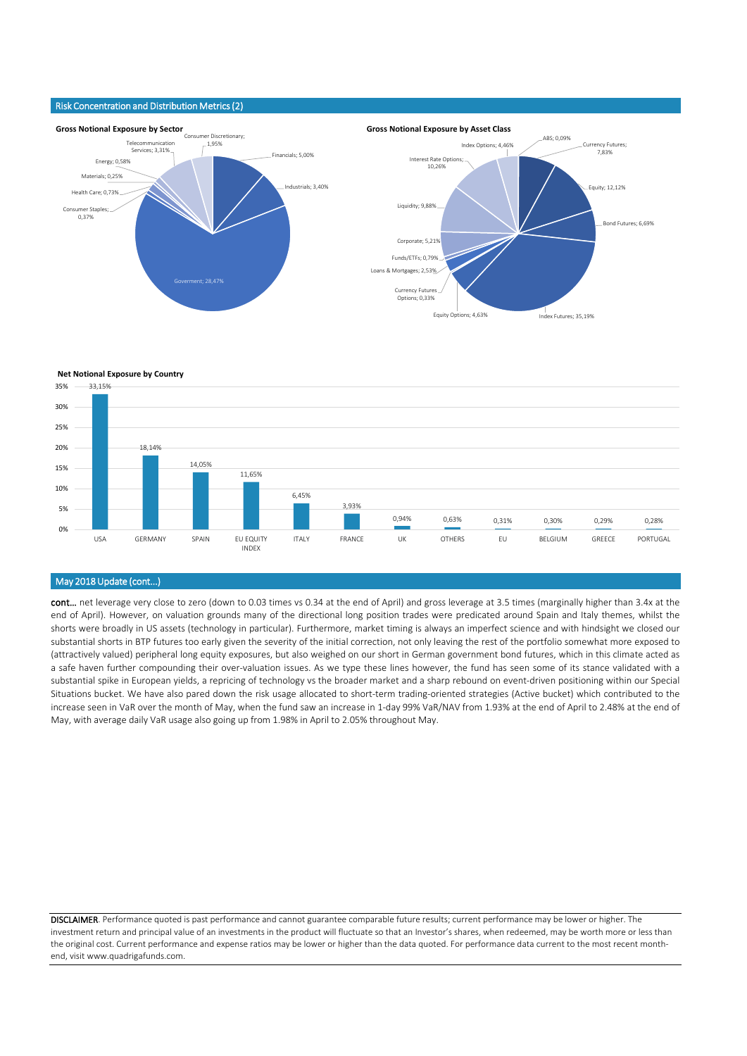## Risk Concentration and Distribution Metrics (2)

**Gross Notional Exposure by Sector**

Consumer Discretionary; 1,95%
Telecommunication Services; 3,31%
Energy; 0,58%
Materials; 0,25%
Health Care; 0,73%
Consumer Staples; 0,37%
Financials; 5,00%
Industrials; 3,40%
Goverment; 28,47%

**Gross Notional Exposure by Asset Class**

ABS; 0,09%
Index Options; 4,46%
Currency Futures; 7,83%
Interest Rate Options; 10,26%
Equity; 12,12%
Liquidity; 9,88%
Bond Futures; 6,69%
Corporate; 5,21%
Funds/ETFs; 0,79%
Loans & Mortgages; 2,53%
Currency Futures Options; 0,33%
Equity Options; 4,63%
Index Futures; 35,19%

**Net Notional Exposure by Country**

35%
30%
25%
20%
15%
10%
5%
0%

USA 33,15%
GERMANY 18,14%
SPAIN 14,05%
EU EQUITY INDEX 11,65%
ITALY 6,45%
FRANCE 3,93%
UK 0,94%
OTHERS 0,63%
EU 0,31%
BELGIUM 0,30%
GREECE 0,29%
PORTUGAL 0,28%

## May 2018 Update (cont...)

**cont...** net leverage very close to zero (down to 0.03 times vs 0.34 at the end of April) and gross leverage at 3.5 times (marginally higher than 3.4x at the end of April). However, on valuation grounds many of the directional long position trades were predicated around Spain and Italy themes, whilst the shorts were broadly in US assets (technology in particular). Furthermore, market timing is always an imperfect science and with hindsight we closed our substantial shorts in BTP futures too early given the severity of the initial correction, not only leaving the rest of the portfolio somewhat more exposed to (attractively valued) peripheral long equity exposures, but also weighed on our short in German government bond futures, which in this climate acted as a safe haven further compounding their over-valuation issues. As we type these lines however, the fund has seen some of its stance validated with a substantial spike in European yields, a repricing of technology vs the broader market and a sharp rebound on event-driven positioning within our Special Situations bucket. We have also pared down the risk usage allocated to short-term trading-oriented strategies (Active bucket) which contributed to the increase seen in VaR over the month of May, when the fund saw an increase in 1-day 99% VaR/NAV from 1.93% at the end of April to 2.48% at the end of May, with average daily VaR usage also going up from 1.98% in April to 2.05% throughout May.

**DISCLAIMER**. Performance quoted is past performance and cannot guarantee comparable future results; current performance may be lower or higher. The investment return and principal value of an investments in the product will fluctuate so that an Investor's shares, when redeemed, may be worth more or less than the original cost. Current performance and expense ratios may be lower or higher than the data quoted. For performance data current to the most recent month-end, visit www.quadrigafunds.com.